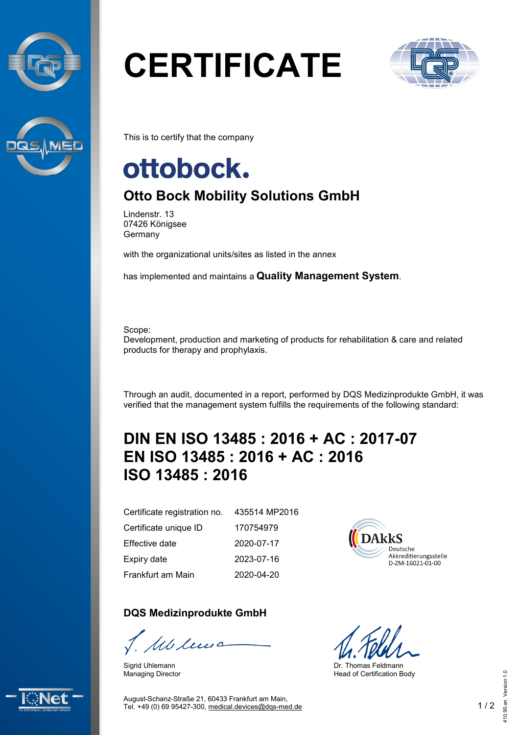# CERTIFICATE

This is to certify that the company

**ottobock.**

## Otto Bock Mobility Solutions GmbH

Lindenstr. 13
07426 Königsee
Germany

with the organizational units/sites as listed in the annex

has implemented and maintains a **Quality Management System**.

Scope:
Development, production and marketing of products for rehabilitation & care and related products for therapy and prophylaxis.

Through an audit, documented in a report, performed by DQS Medizinprodukte GmbH, it was verified that the management system fulfills the requirements of the following standard:

## DIN EN ISO 13485 : 2016 + AC : 2017-07
## EN ISO 13485 : 2016 + AC : 2016
## ISO 13485 : 2016

| | |
|---|---|
| Certificate registration no. | 435514 MP2016 |
| Certificate unique ID | 170754979 |
| Effective date | 2020-07-17 |
| Expiry date | 2023-07-16 |
| Frankfurt am Main | 2020-04-20 |

DAkkS
Deutsche Akkreditierungsstelle
D-ZM-16021-01-00

### DQS Medizinprodukte GmbH

Sigrid Uhlemann
Managing Director

Dr. Thomas Feldmann
Head of Certification Body

August-Schanz-Straße 21, 60433 Frankfurt am Main,
Tel. +49 (0) 69 95427-300, medical.devices@dqs-med.de

410.90.en Version 1.0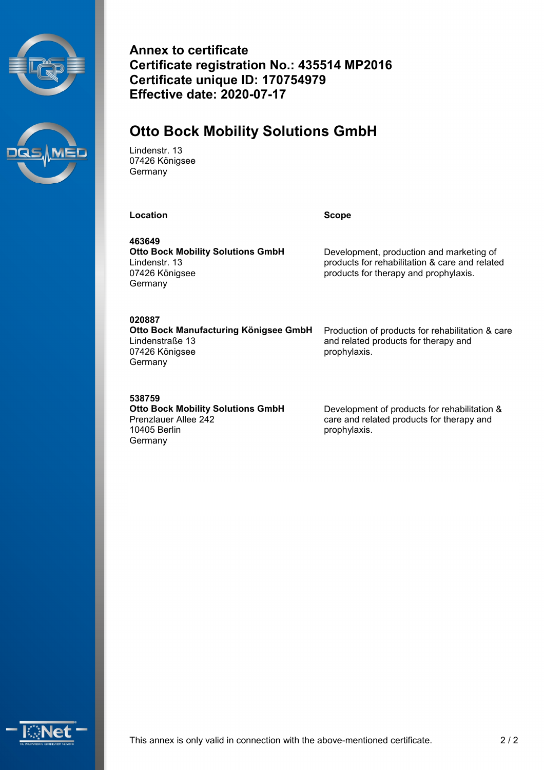**Annex to certificate**
**Certificate registration No.: 435514 MP2016**
**Certificate unique ID: 170754979**
**Effective date: 2020-07-17**

# Otto Bock Mobility Solutions GmbH

Lindenstr. 13
07426 Königsee
Germany

| Location | Scope |
|---|---|
| **463649**<br>**Otto Bock Mobility Solutions GmbH**<br>Lindenstr. 13<br>07426 Königsee<br>Germany | Development, production and marketing of products for rehabilitation & care and related products for therapy and prophylaxis. |
| **020887**<br>**Otto Bock Manufacturing Königsee GmbH**<br>Lindenstraße 13<br>07426 Königsee<br>Germany | Production of products for rehabilitation & care and related products for therapy and prophylaxis. |
| **538759**<br>**Otto Bock Mobility Solutions GmbH**<br>Prenzlauer Allee 242<br>10405 Berlin<br>Germany | Development of products for rehabilitation & care and related products for therapy and prophylaxis. |

This annex is only valid in connection with the above-mentioned certificate.